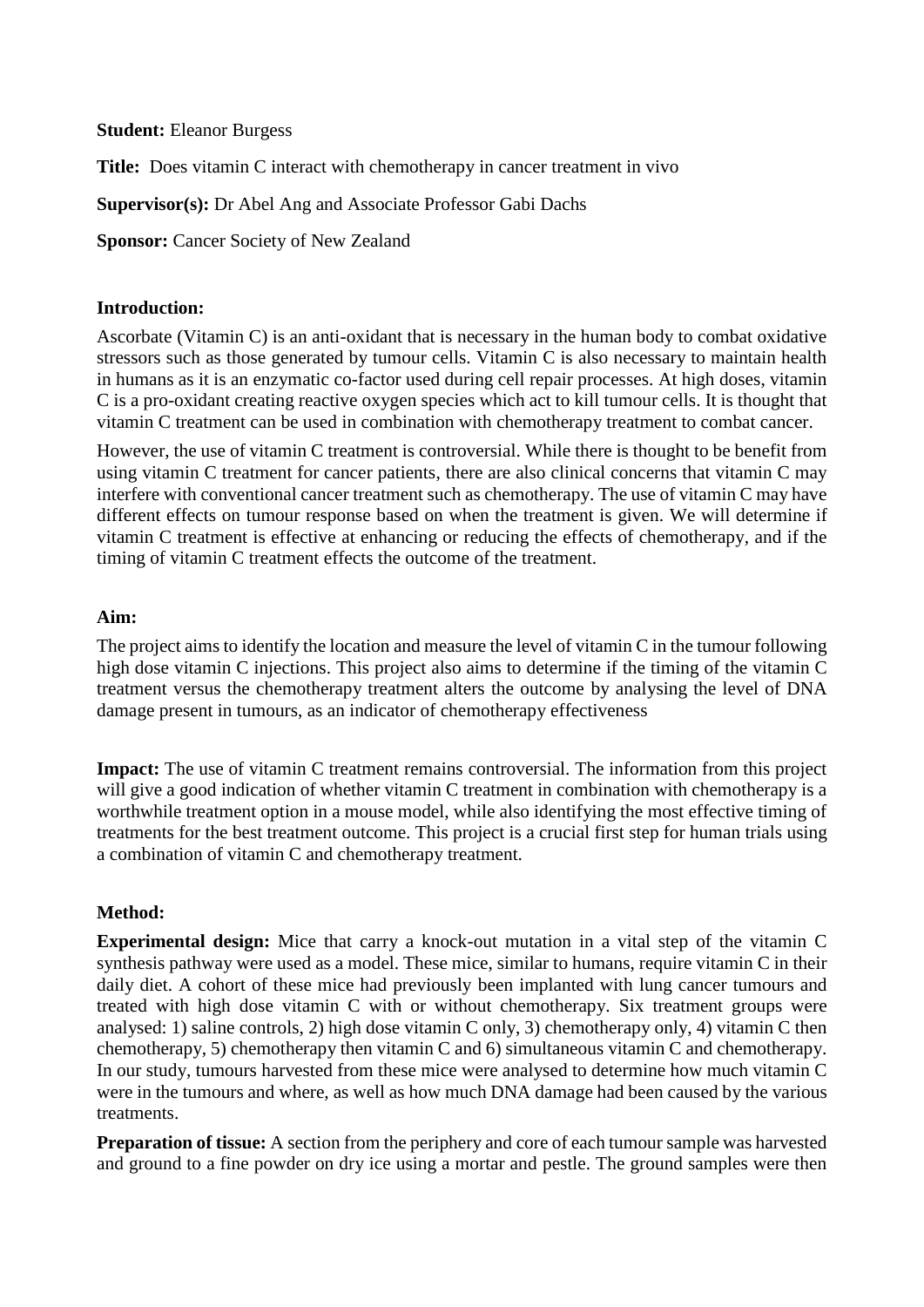**Student:** Eleanor Burgess

**Title:** Does vitamin C interact with chemotherapy in cancer treatment in vivo

**Supervisor(s):** Dr Abel Ang and Associate Professor Gabi Dachs

**Sponsor:** Cancer Society of New Zealand

**Introduction:**

Ascorbate (Vitamin C) is an anti-oxidant that is necessary in the human body to combat oxidative stressors such as those generated by tumour cells. Vitamin C is also necessary to maintain health in humans as it is an enzymatic co-factor used during cell repair processes. At high doses, vitamin C is a pro-oxidant creating reactive oxygen species which act to kill tumour cells. It is thought that vitamin C treatment can be used in combination with chemotherapy treatment to combat cancer.

However, the use of vitamin C treatment is controversial. While there is thought to be benefit from using vitamin C treatment for cancer patients, there are also clinical concerns that vitamin C may interfere with conventional cancer treatment such as chemotherapy. The use of vitamin C may have different effects on tumour response based on when the treatment is given. We will determine if vitamin C treatment is effective at enhancing or reducing the effects of chemotherapy, and if the timing of vitamin C treatment effects the outcome of the treatment.

**Aim:**

The project aims to identify the location and measure the level of vitamin C in the tumour following high dose vitamin C injections. This project also aims to determine if the timing of the vitamin C treatment versus the chemotherapy treatment alters the outcome by analysing the level of DNA damage present in tumours, as an indicator of chemotherapy effectiveness

**Impact:** The use of vitamin C treatment remains controversial. The information from this project will give a good indication of whether vitamin C treatment in combination with chemotherapy is a worthwhile treatment option in a mouse model, while also identifying the most effective timing of treatments for the best treatment outcome. This project is a crucial first step for human trials using a combination of vitamin C and chemotherapy treatment.

**Method:**

**Experimental design:** Mice that carry a knock-out mutation in a vital step of the vitamin C synthesis pathway were used as a model. These mice, similar to humans, require vitamin C in their daily diet. A cohort of these mice had previously been implanted with lung cancer tumours and treated with high dose vitamin C with or without chemotherapy. Six treatment groups were analysed: 1) saline controls, 2) high dose vitamin C only, 3) chemotherapy only, 4) vitamin C then chemotherapy, 5) chemotherapy then vitamin C and 6) simultaneous vitamin C and chemotherapy. In our study, tumours harvested from these mice were analysed to determine how much vitamin C were in the tumours and where, as well as how much DNA damage had been caused by the various treatments.

**Preparation of tissue:** A section from the periphery and core of each tumour sample was harvested and ground to a fine powder on dry ice using a mortar and pestle. The ground samples were then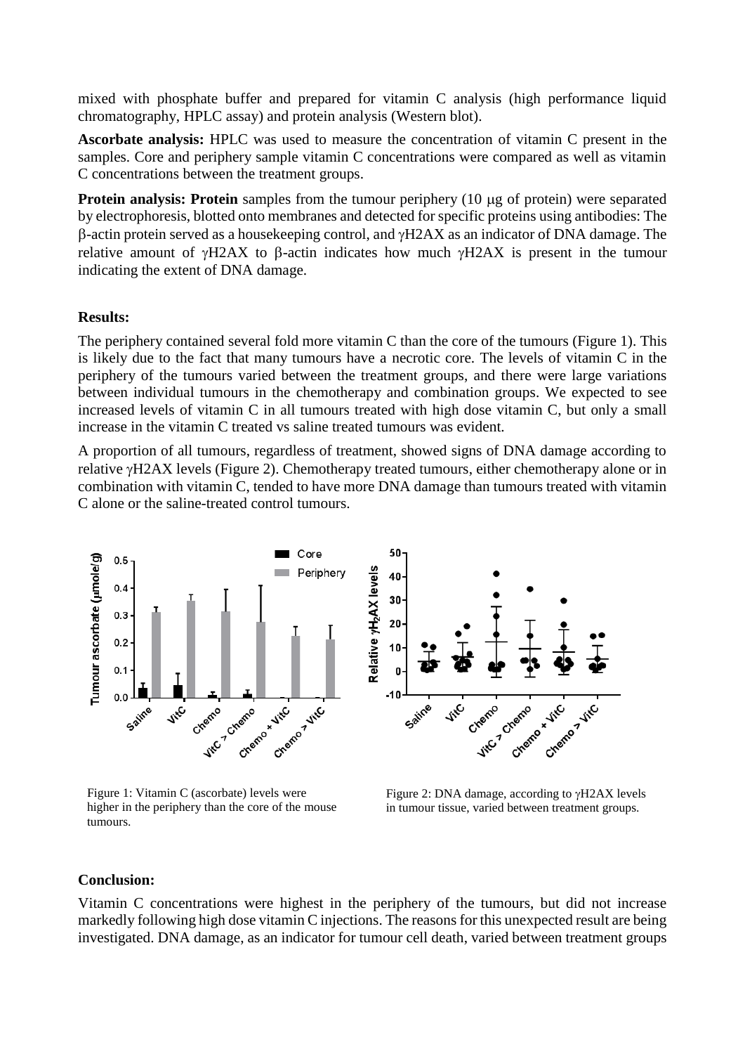mixed with phosphate buffer and prepared for vitamin C analysis (high performance liquid chromatography, HPLC assay) and protein analysis (Western blot).

**Ascorbate analysis:** HPLC was used to measure the concentration of vitamin C present in the samples. Core and periphery sample vitamin C concentrations were compared as well as vitamin C concentrations between the treatment groups.

**Protein analysis: Protein** samples from the tumour periphery (10 μg of protein) were separated by electrophoresis, blotted onto membranes and detected for specific proteins using antibodies: The β-actin protein served as a housekeeping control, and γH2AX as an indicator of DNA damage. The relative amount of γH2AX to β-actin indicates how much γH2AX is present in the tumour indicating the extent of DNA damage.

**Results:**

The periphery contained several fold more vitamin C than the core of the tumours (Figure 1). This is likely due to the fact that many tumours have a necrotic core. The levels of vitamin C in the periphery of the tumours varied between the treatment groups, and there were large variations between individual tumours in the chemotherapy and combination groups. We expected to see increased levels of vitamin C in all tumours treated with high dose vitamin C, but only a small increase in the vitamin C treated vs saline treated tumours was evident.

A proportion of all tumours, regardless of treatment, showed signs of DNA damage according to relative γH2AX levels (Figure 2). Chemotherapy treated tumours, either chemotherapy alone or in combination with vitamin C, tended to have more DNA damage than tumours treated with vitamin C alone or the saline-treated control tumours.

Figure 1: Vitamin C (ascorbate) levels were higher in the periphery than the core of the mouse tumours.

Figure 2: DNA damage, according to γH2AX levels in tumour tissue, varied between treatment groups.

**Conclusion:**

Vitamin C concentrations were highest in the periphery of the tumours, but did not increase markedly following high dose vitamin C injections. The reasons for this unexpected result are being investigated. DNA damage, as an indicator for tumour cell death, varied between treatment groups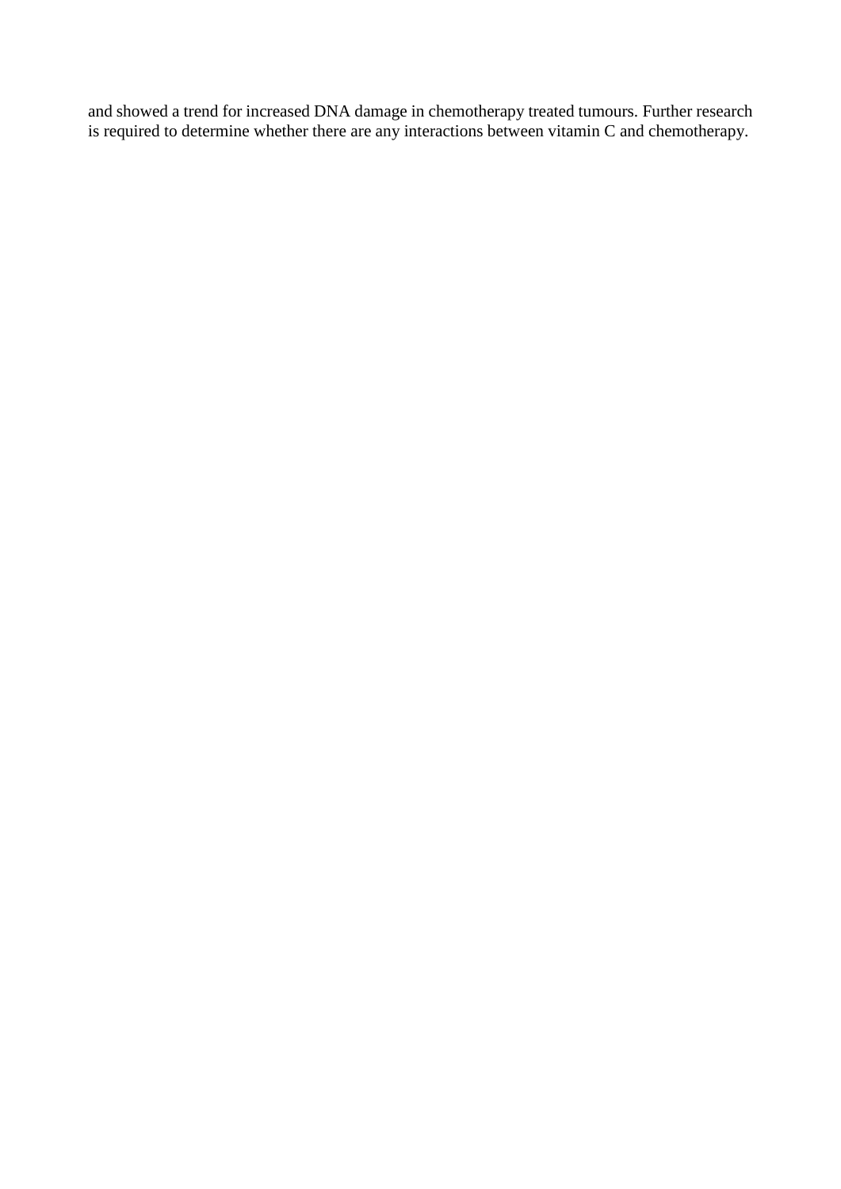and showed a trend for increased DNA damage in chemotherapy treated tumours. Further research is required to determine whether there are any interactions between vitamin C and chemotherapy.